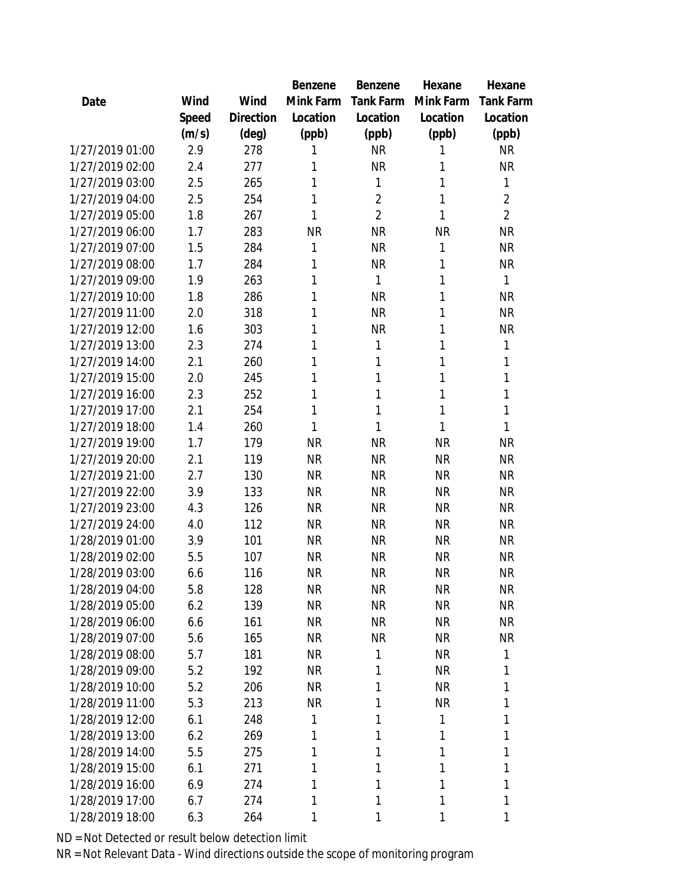| Date | Wind Speed (m/s) | Wind Direction (deg) | Benzene Mink Farm Location (ppb) | Benzene Tank Farm Location (ppb) | Hexane Mink Farm Location (ppb) | Hexane Tank Farm Location (ppb) |
|---|---|---|---|---|---|---|
| 1/27/2019 01:00 | 2.9 | 278 | 1 | NR | 1 | NR |
| 1/27/2019 02:00 | 2.4 | 277 | 1 | NR | 1 | NR |
| 1/27/2019 03:00 | 2.5 | 265 | 1 | 1 | 1 | 1 |
| 1/27/2019 04:00 | 2.5 | 254 | 1 | 2 | 1 | 2 |
| 1/27/2019 05:00 | 1.8 | 267 | 1 | 2 | 1 | 2 |
| 1/27/2019 06:00 | 1.7 | 283 | NR | NR | NR | NR |
| 1/27/2019 07:00 | 1.5 | 284 | 1 | NR | 1 | NR |
| 1/27/2019 08:00 | 1.7 | 284 | 1 | NR | 1 | NR |
| 1/27/2019 09:00 | 1.9 | 263 | 1 | 1 | 1 | 1 |
| 1/27/2019 10:00 | 1.8 | 286 | 1 | NR | 1 | NR |
| 1/27/2019 11:00 | 2.0 | 318 | 1 | NR | 1 | NR |
| 1/27/2019 12:00 | 1.6 | 303 | 1 | NR | 1 | NR |
| 1/27/2019 13:00 | 2.3 | 274 | 1 | 1 | 1 | 1 |
| 1/27/2019 14:00 | 2.1 | 260 | 1 | 1 | 1 | 1 |
| 1/27/2019 15:00 | 2.0 | 245 | 1 | 1 | 1 | 1 |
| 1/27/2019 16:00 | 2.3 | 252 | 1 | 1 | 1 | 1 |
| 1/27/2019 17:00 | 2.1 | 254 | 1 | 1 | 1 | 1 |
| 1/27/2019 18:00 | 1.4 | 260 | 1 | 1 | 1 | 1 |
| 1/27/2019 19:00 | 1.7 | 179 | NR | NR | NR | NR |
| 1/27/2019 20:00 | 2.1 | 119 | NR | NR | NR | NR |
| 1/27/2019 21:00 | 2.7 | 130 | NR | NR | NR | NR |
| 1/27/2019 22:00 | 3.9 | 133 | NR | NR | NR | NR |
| 1/27/2019 23:00 | 4.3 | 126 | NR | NR | NR | NR |
| 1/27/2019 24:00 | 4.0 | 112 | NR | NR | NR | NR |
| 1/28/2019 01:00 | 3.9 | 101 | NR | NR | NR | NR |
| 1/28/2019 02:00 | 5.5 | 107 | NR | NR | NR | NR |
| 1/28/2019 03:00 | 6.6 | 116 | NR | NR | NR | NR |
| 1/28/2019 04:00 | 5.8 | 128 | NR | NR | NR | NR |
| 1/28/2019 05:00 | 6.2 | 139 | NR | NR | NR | NR |
| 1/28/2019 06:00 | 6.6 | 161 | NR | NR | NR | NR |
| 1/28/2019 07:00 | 5.6 | 165 | NR | NR | NR | NR |
| 1/28/2019 08:00 | 5.7 | 181 | NR | 1 | NR | 1 |
| 1/28/2019 09:00 | 5.2 | 192 | NR | 1 | NR | 1 |
| 1/28/2019 10:00 | 5.2 | 206 | NR | 1 | NR | 1 |
| 1/28/2019 11:00 | 5.3 | 213 | NR | 1 | NR | 1 |
| 1/28/2019 12:00 | 6.1 | 248 | 1 | 1 | 1 | 1 |
| 1/28/2019 13:00 | 6.2 | 269 | 1 | 1 | 1 | 1 |
| 1/28/2019 14:00 | 5.5 | 275 | 1 | 1 | 1 | 1 |
| 1/28/2019 15:00 | 6.1 | 271 | 1 | 1 | 1 | 1 |
| 1/28/2019 16:00 | 6.9 | 274 | 1 | 1 | 1 | 1 |
| 1/28/2019 17:00 | 6.7 | 274 | 1 | 1 | 1 | 1 |
| 1/28/2019 18:00 | 6.3 | 264 | 1 | 1 | 1 | 1 |

ND = Not Detected or result below detection limit

NR = Not Relevant Data - Wind directions outside the scope of monitoring program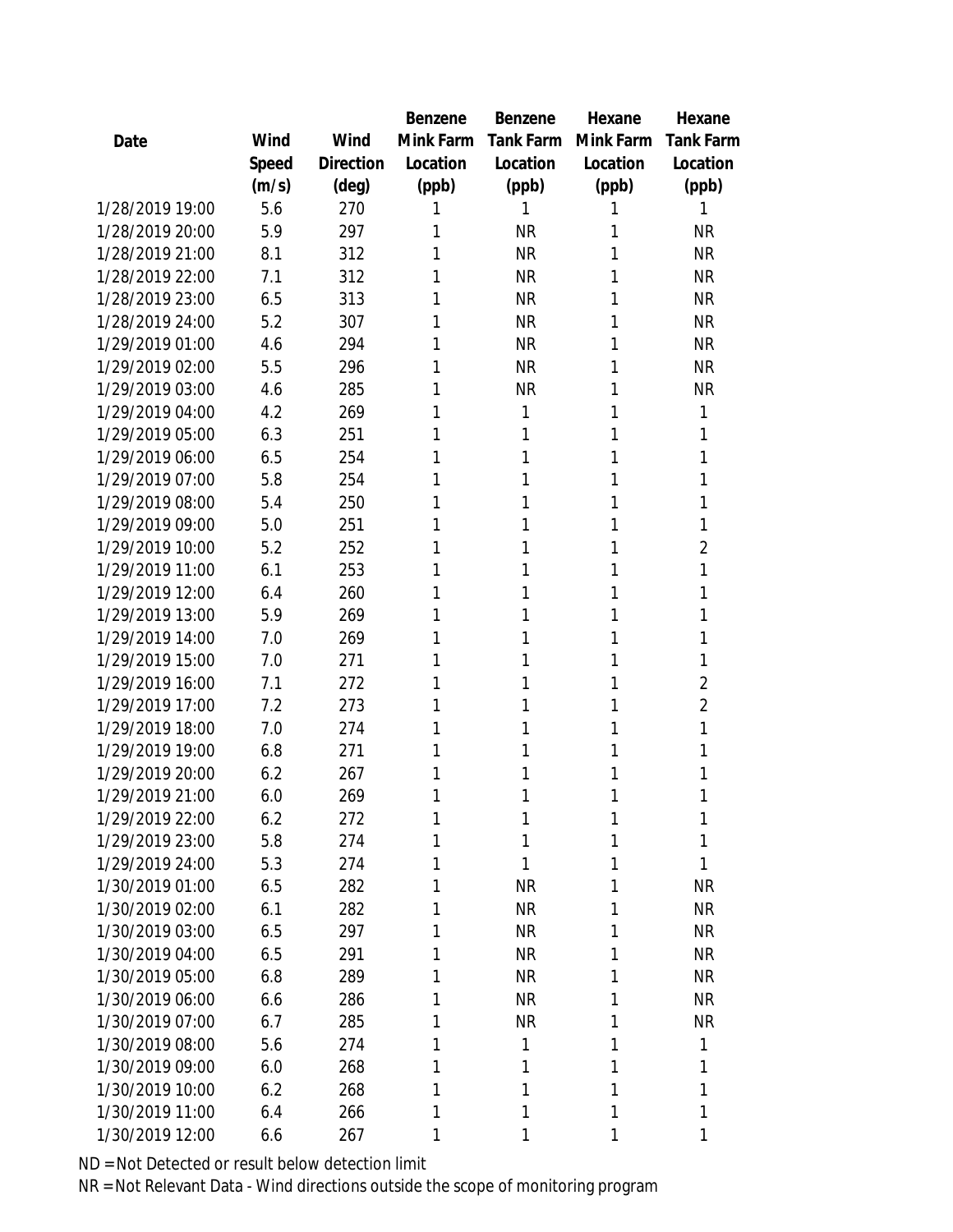| Date | Wind Speed (m/s) | Wind Direction (deg) | Benzene Mink Farm Location (ppb) | Benzene Tank Farm Location (ppb) | Hexane Mink Farm Location (ppb) | Hexane Tank Farm Location (ppb) |
|---|---|---|---|---|---|---|
| 1/28/2019 19:00 | 5.6 | 270 | 1 | 1 | 1 | 1 |
| 1/28/2019 20:00 | 5.9 | 297 | 1 | NR | 1 | NR |
| 1/28/2019 21:00 | 8.1 | 312 | 1 | NR | 1 | NR |
| 1/28/2019 22:00 | 7.1 | 312 | 1 | NR | 1 | NR |
| 1/28/2019 23:00 | 6.5 | 313 | 1 | NR | 1 | NR |
| 1/28/2019 24:00 | 5.2 | 307 | 1 | NR | 1 | NR |
| 1/29/2019 01:00 | 4.6 | 294 | 1 | NR | 1 | NR |
| 1/29/2019 02:00 | 5.5 | 296 | 1 | NR | 1 | NR |
| 1/29/2019 03:00 | 4.6 | 285 | 1 | NR | 1 | NR |
| 1/29/2019 04:00 | 4.2 | 269 | 1 | 1 | 1 | 1 |
| 1/29/2019 05:00 | 6.3 | 251 | 1 | 1 | 1 | 1 |
| 1/29/2019 06:00 | 6.5 | 254 | 1 | 1 | 1 | 1 |
| 1/29/2019 07:00 | 5.8 | 254 | 1 | 1 | 1 | 1 |
| 1/29/2019 08:00 | 5.4 | 250 | 1 | 1 | 1 | 1 |
| 1/29/2019 09:00 | 5.0 | 251 | 1 | 1 | 1 | 1 |
| 1/29/2019 10:00 | 5.2 | 252 | 1 | 1 | 1 | 2 |
| 1/29/2019 11:00 | 6.1 | 253 | 1 | 1 | 1 | 1 |
| 1/29/2019 12:00 | 6.4 | 260 | 1 | 1 | 1 | 1 |
| 1/29/2019 13:00 | 5.9 | 269 | 1 | 1 | 1 | 1 |
| 1/29/2019 14:00 | 7.0 | 269 | 1 | 1 | 1 | 1 |
| 1/29/2019 15:00 | 7.0 | 271 | 1 | 1 | 1 | 1 |
| 1/29/2019 16:00 | 7.1 | 272 | 1 | 1 | 1 | 2 |
| 1/29/2019 17:00 | 7.2 | 273 | 1 | 1 | 1 | 2 |
| 1/29/2019 18:00 | 7.0 | 274 | 1 | 1 | 1 | 1 |
| 1/29/2019 19:00 | 6.8 | 271 | 1 | 1 | 1 | 1 |
| 1/29/2019 20:00 | 6.2 | 267 | 1 | 1 | 1 | 1 |
| 1/29/2019 21:00 | 6.0 | 269 | 1 | 1 | 1 | 1 |
| 1/29/2019 22:00 | 6.2 | 272 | 1 | 1 | 1 | 1 |
| 1/29/2019 23:00 | 5.8 | 274 | 1 | 1 | 1 | 1 |
| 1/29/2019 24:00 | 5.3 | 274 | 1 | 1 | 1 | 1 |
| 1/30/2019 01:00 | 6.5 | 282 | 1 | NR | 1 | NR |
| 1/30/2019 02:00 | 6.1 | 282 | 1 | NR | 1 | NR |
| 1/30/2019 03:00 | 6.5 | 297 | 1 | NR | 1 | NR |
| 1/30/2019 04:00 | 6.5 | 291 | 1 | NR | 1 | NR |
| 1/30/2019 05:00 | 6.8 | 289 | 1 | NR | 1 | NR |
| 1/30/2019 06:00 | 6.6 | 286 | 1 | NR | 1 | NR |
| 1/30/2019 07:00 | 6.7 | 285 | 1 | NR | 1 | NR |
| 1/30/2019 08:00 | 5.6 | 274 | 1 | 1 | 1 | 1 |
| 1/30/2019 09:00 | 6.0 | 268 | 1 | 1 | 1 | 1 |
| 1/30/2019 10:00 | 6.2 | 268 | 1 | 1 | 1 | 1 |
| 1/30/2019 11:00 | 6.4 | 266 | 1 | 1 | 1 | 1 |
| 1/30/2019 12:00 | 6.6 | 267 | 1 | 1 | 1 | 1 |

ND = Not Detected or result below detection limit

NR = Not Relevant Data - Wind directions outside the scope of monitoring program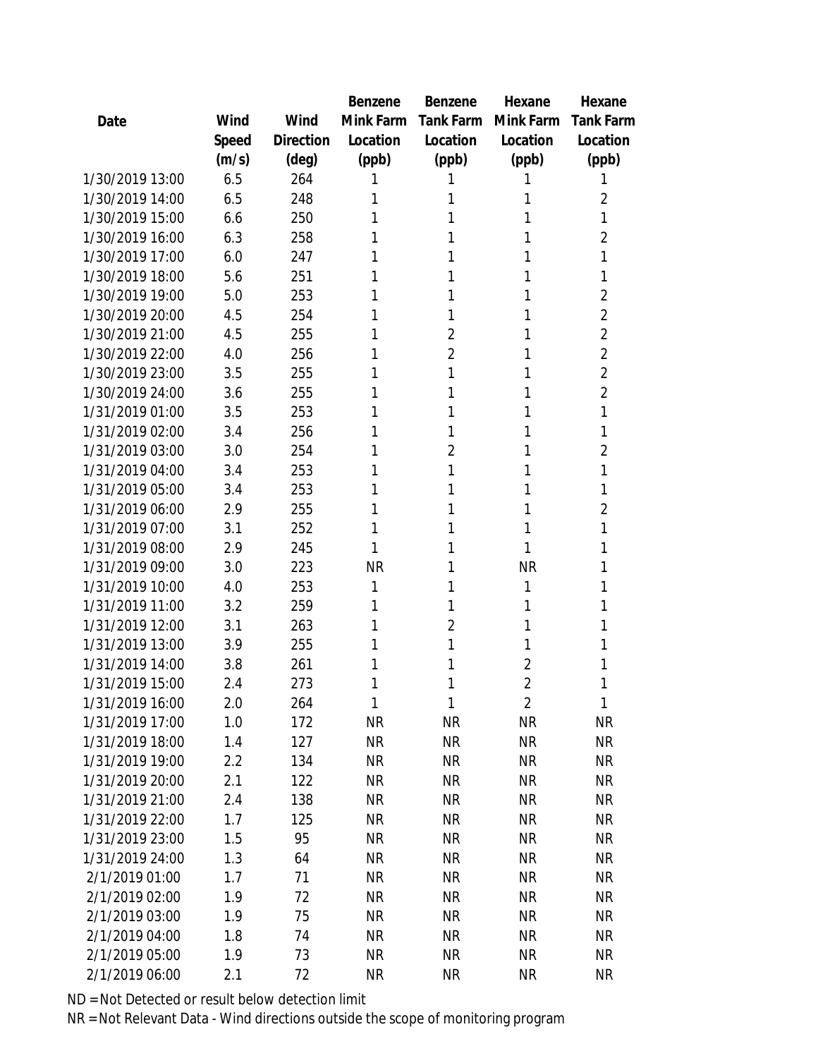| Date | Wind Speed (m/s) | Wind Direction (deg) | Benzene Mink Farm Location (ppb) | Benzene Tank Farm Location (ppb) | Hexane Mink Farm Location (ppb) | Hexane Tank Farm Location (ppb) |
|---|---|---|---|---|---|---|
| 1/30/2019 13:00 | 6.5 | 264 | 1 | 1 | 1 | 1 |
| 1/30/2019 14:00 | 6.5 | 248 | 1 | 1 | 1 | 2 |
| 1/30/2019 15:00 | 6.6 | 250 | 1 | 1 | 1 | 1 |
| 1/30/2019 16:00 | 6.3 | 258 | 1 | 1 | 1 | 2 |
| 1/30/2019 17:00 | 6.0 | 247 | 1 | 1 | 1 | 1 |
| 1/30/2019 18:00 | 5.6 | 251 | 1 | 1 | 1 | 1 |
| 1/30/2019 19:00 | 5.0 | 253 | 1 | 1 | 1 | 2 |
| 1/30/2019 20:00 | 4.5 | 254 | 1 | 1 | 1 | 2 |
| 1/30/2019 21:00 | 4.5 | 255 | 1 | 2 | 1 | 2 |
| 1/30/2019 22:00 | 4.0 | 256 | 1 | 2 | 1 | 2 |
| 1/30/2019 23:00 | 3.5 | 255 | 1 | 1 | 1 | 2 |
| 1/30/2019 24:00 | 3.6 | 255 | 1 | 1 | 1 | 2 |
| 1/31/2019 01:00 | 3.5 | 253 | 1 | 1 | 1 | 1 |
| 1/31/2019 02:00 | 3.4 | 256 | 1 | 1 | 1 | 1 |
| 1/31/2019 03:00 | 3.0 | 254 | 1 | 2 | 1 | 2 |
| 1/31/2019 04:00 | 3.4 | 253 | 1 | 1 | 1 | 1 |
| 1/31/2019 05:00 | 3.4 | 253 | 1 | 1 | 1 | 1 |
| 1/31/2019 06:00 | 2.9 | 255 | 1 | 1 | 1 | 2 |
| 1/31/2019 07:00 | 3.1 | 252 | 1 | 1 | 1 | 1 |
| 1/31/2019 08:00 | 2.9 | 245 | 1 | 1 | 1 | 1 |
| 1/31/2019 09:00 | 3.0 | 223 | NR | 1 | NR | 1 |
| 1/31/2019 10:00 | 4.0 | 253 | 1 | 1 | 1 | 1 |
| 1/31/2019 11:00 | 3.2 | 259 | 1 | 1 | 1 | 1 |
| 1/31/2019 12:00 | 3.1 | 263 | 1 | 2 | 1 | 1 |
| 1/31/2019 13:00 | 3.9 | 255 | 1 | 1 | 1 | 1 |
| 1/31/2019 14:00 | 3.8 | 261 | 1 | 1 | 2 | 1 |
| 1/31/2019 15:00 | 2.4 | 273 | 1 | 1 | 2 | 1 |
| 1/31/2019 16:00 | 2.0 | 264 | 1 | 1 | 2 | 1 |
| 1/31/2019 17:00 | 1.0 | 172 | NR | NR | NR | NR |
| 1/31/2019 18:00 | 1.4 | 127 | NR | NR | NR | NR |
| 1/31/2019 19:00 | 2.2 | 134 | NR | NR | NR | NR |
| 1/31/2019 20:00 | 2.1 | 122 | NR | NR | NR | NR |
| 1/31/2019 21:00 | 2.4 | 138 | NR | NR | NR | NR |
| 1/31/2019 22:00 | 1.7 | 125 | NR | NR | NR | NR |
| 1/31/2019 23:00 | 1.5 | 95 | NR | NR | NR | NR |
| 1/31/2019 24:00 | 1.3 | 64 | NR | NR | NR | NR |
| 2/1/2019 01:00 | 1.7 | 71 | NR | NR | NR | NR |
| 2/1/2019 02:00 | 1.9 | 72 | NR | NR | NR | NR |
| 2/1/2019 03:00 | 1.9 | 75 | NR | NR | NR | NR |
| 2/1/2019 04:00 | 1.8 | 74 | NR | NR | NR | NR |
| 2/1/2019 05:00 | 1.9 | 73 | NR | NR | NR | NR |
| 2/1/2019 06:00 | 2.1 | 72 | NR | NR | NR | NR |

ND = Not Detected or result below detection limit

NR = Not Relevant Data - Wind directions outside the scope of monitoring program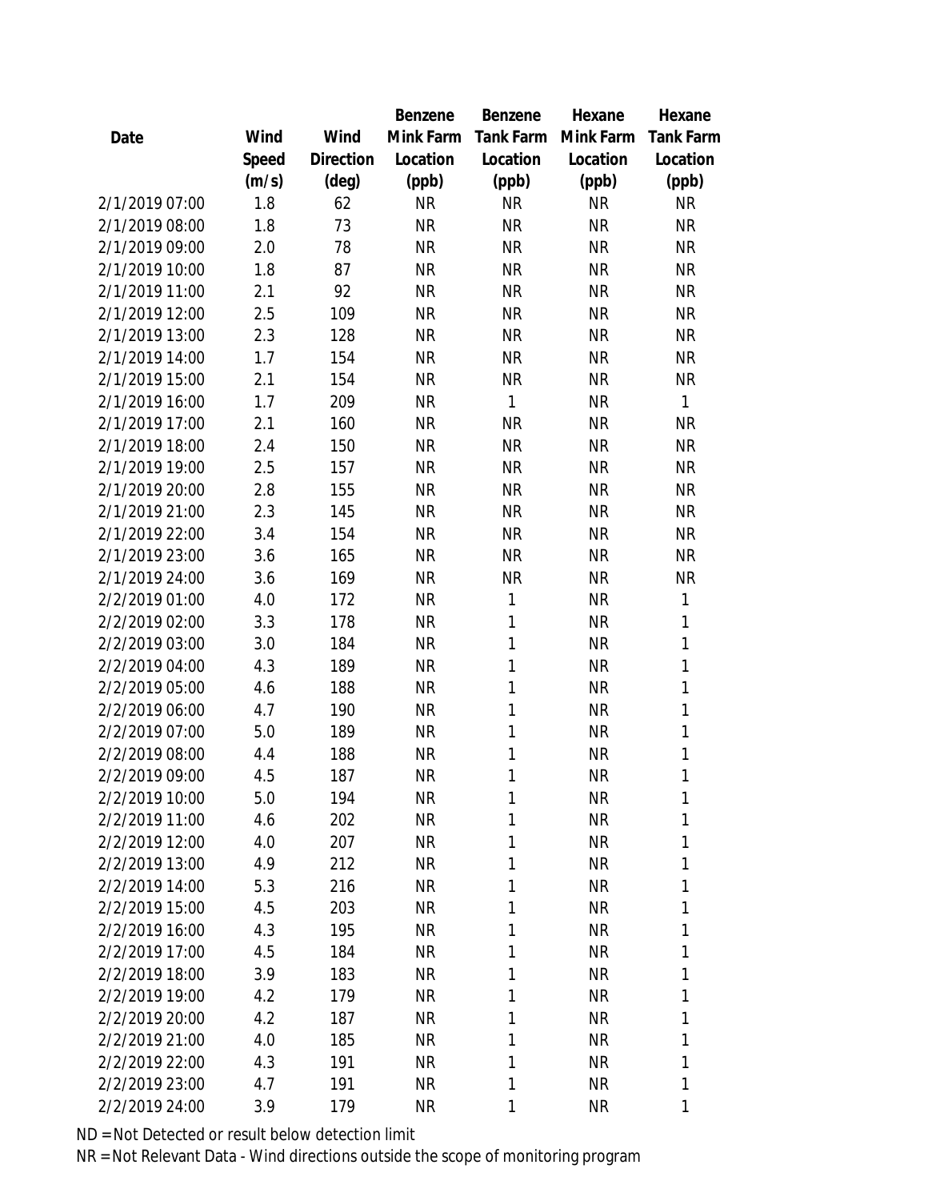| Date | Wind Speed (m/s) | Wind Direction (deg) | Benzene Mink Farm Location (ppb) | Benzene Tank Farm Location (ppb) | Hexane Mink Farm Location (ppb) | Hexane Tank Farm Location (ppb) |
|---|---|---|---|---|---|---|
| 2/1/2019 07:00 | 1.8 | 62 | NR | NR | NR | NR |
| 2/1/2019 08:00 | 1.8 | 73 | NR | NR | NR | NR |
| 2/1/2019 09:00 | 2.0 | 78 | NR | NR | NR | NR |
| 2/1/2019 10:00 | 1.8 | 87 | NR | NR | NR | NR |
| 2/1/2019 11:00 | 2.1 | 92 | NR | NR | NR | NR |
| 2/1/2019 12:00 | 2.5 | 109 | NR | NR | NR | NR |
| 2/1/2019 13:00 | 2.3 | 128 | NR | NR | NR | NR |
| 2/1/2019 14:00 | 1.7 | 154 | NR | NR | NR | NR |
| 2/1/2019 15:00 | 2.1 | 154 | NR | NR | NR | NR |
| 2/1/2019 16:00 | 1.7 | 209 | NR | 1 | NR | 1 |
| 2/1/2019 17:00 | 2.1 | 160 | NR | NR | NR | NR |
| 2/1/2019 18:00 | 2.4 | 150 | NR | NR | NR | NR |
| 2/1/2019 19:00 | 2.5 | 157 | NR | NR | NR | NR |
| 2/1/2019 20:00 | 2.8 | 155 | NR | NR | NR | NR |
| 2/1/2019 21:00 | 2.3 | 145 | NR | NR | NR | NR |
| 2/1/2019 22:00 | 3.4 | 154 | NR | NR | NR | NR |
| 2/1/2019 23:00 | 3.6 | 165 | NR | NR | NR | NR |
| 2/1/2019 24:00 | 3.6 | 169 | NR | NR | NR | NR |
| 2/2/2019 01:00 | 4.0 | 172 | NR | 1 | NR | 1 |
| 2/2/2019 02:00 | 3.3 | 178 | NR | 1 | NR | 1 |
| 2/2/2019 03:00 | 3.0 | 184 | NR | 1 | NR | 1 |
| 2/2/2019 04:00 | 4.3 | 189 | NR | 1 | NR | 1 |
| 2/2/2019 05:00 | 4.6 | 188 | NR | 1 | NR | 1 |
| 2/2/2019 06:00 | 4.7 | 190 | NR | 1 | NR | 1 |
| 2/2/2019 07:00 | 5.0 | 189 | NR | 1 | NR | 1 |
| 2/2/2019 08:00 | 4.4 | 188 | NR | 1 | NR | 1 |
| 2/2/2019 09:00 | 4.5 | 187 | NR | 1 | NR | 1 |
| 2/2/2019 10:00 | 5.0 | 194 | NR | 1 | NR | 1 |
| 2/2/2019 11:00 | 4.6 | 202 | NR | 1 | NR | 1 |
| 2/2/2019 12:00 | 4.0 | 207 | NR | 1 | NR | 1 |
| 2/2/2019 13:00 | 4.9 | 212 | NR | 1 | NR | 1 |
| 2/2/2019 14:00 | 5.3 | 216 | NR | 1 | NR | 1 |
| 2/2/2019 15:00 | 4.5 | 203 | NR | 1 | NR | 1 |
| 2/2/2019 16:00 | 4.3 | 195 | NR | 1 | NR | 1 |
| 2/2/2019 17:00 | 4.5 | 184 | NR | 1 | NR | 1 |
| 2/2/2019 18:00 | 3.9 | 183 | NR | 1 | NR | 1 |
| 2/2/2019 19:00 | 4.2 | 179 | NR | 1 | NR | 1 |
| 2/2/2019 20:00 | 4.2 | 187 | NR | 1 | NR | 1 |
| 2/2/2019 21:00 | 4.0 | 185 | NR | 1 | NR | 1 |
| 2/2/2019 22:00 | 4.3 | 191 | NR | 1 | NR | 1 |
| 2/2/2019 23:00 | 4.7 | 191 | NR | 1 | NR | 1 |
| 2/2/2019 24:00 | 3.9 | 179 | NR | 1 | NR | 1 |

ND = Not Detected or result below detection limit

NR = Not Relevant Data - Wind directions outside the scope of monitoring program